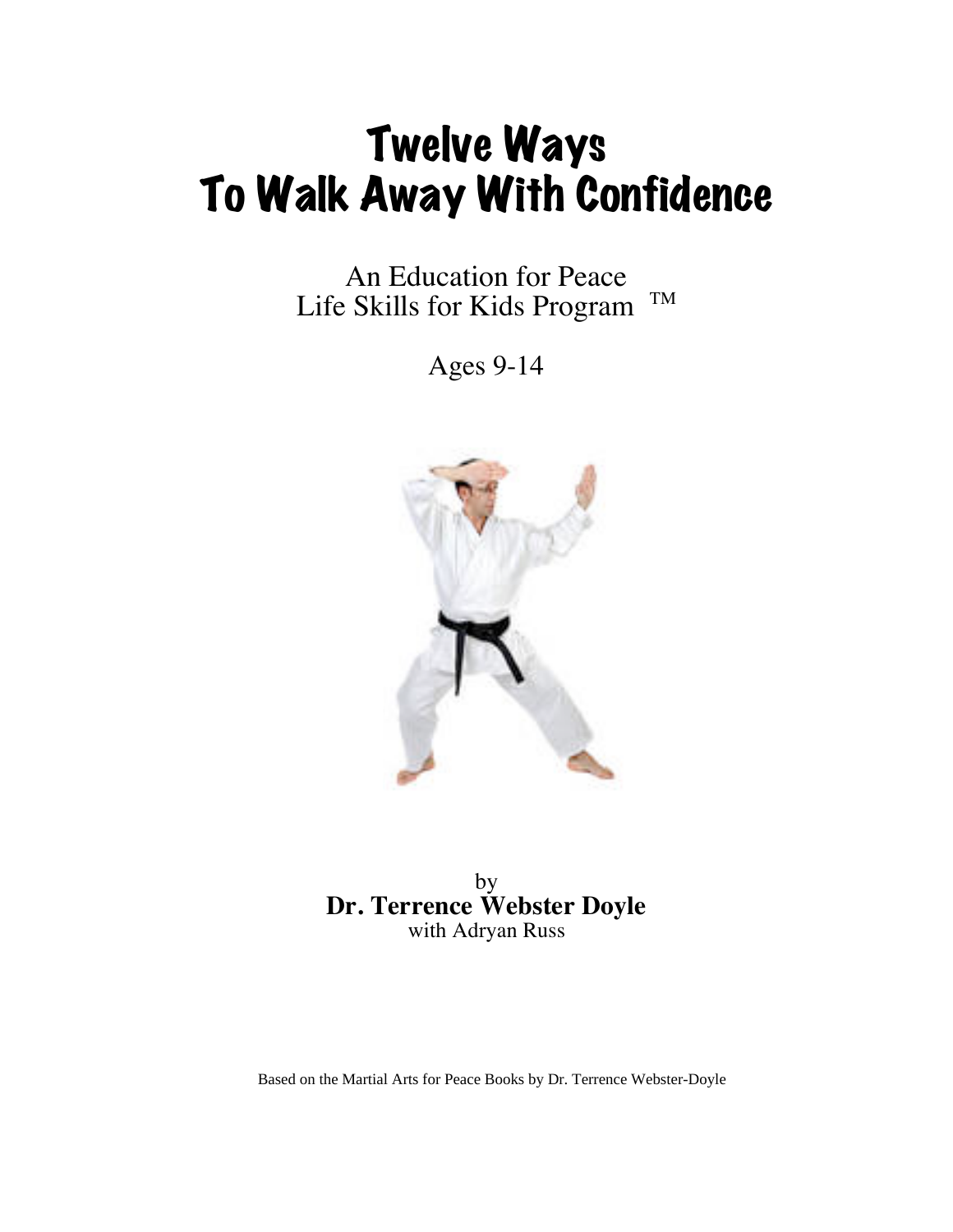# Twelve Ways
# To Walk Away With Confidence

An Education for Peace
Life Skills for Kids Program ™

Ages 9-14

by
**Dr. Terrence Webster Doyle**
with Adryan Russ

Based on the Martial Arts for Peace Books by Dr. Terrence Webster-Doyle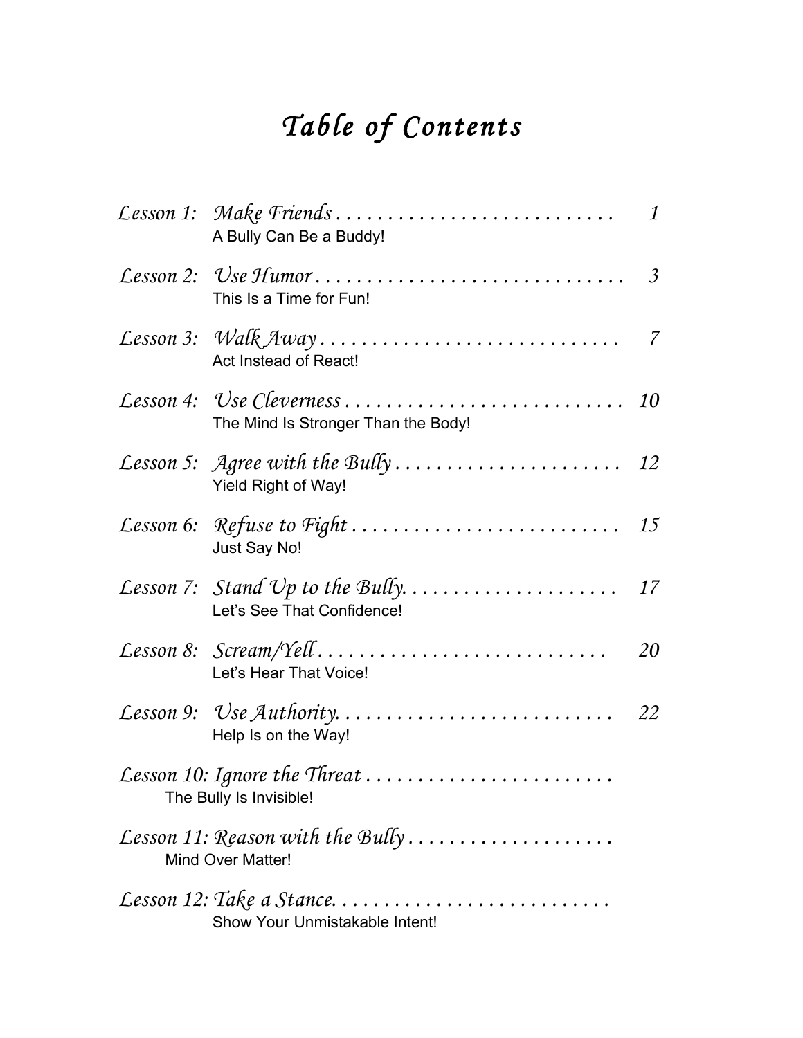# *Table of Contents*

*Lesson 1: Make Friends* . . . . . . . . . . . . . . . . . . . . . . . . . . . 1
A Bully Can Be a Buddy!

*Lesson 2: Use Humor* . . . . . . . . . . . . . . . . . . . . . . . . . . . . . . 3
This Is a Time for Fun!

*Lesson 3: Walk Away* . . . . . . . . . . . . . . . . . . . . . . . . . . . . 7
Act Instead of React!

*Lesson 4: Use Cleverness* . . . . . . . . . . . . . . . . . . . . . . . . . . 10
The Mind Is Stronger Than the Body!

*Lesson 5: Agree with the Bully* . . . . . . . . . . . . . . . . . . . . . . 12
Yield Right of Way!

*Lesson 6: Refuse to Fight* . . . . . . . . . . . . . . . . . . . . . . . . . 15
Just Say No!

*Lesson 7: Stand Up to the Bully.* . . . . . . . . . . . . . . . . . . . . 17
Let's See That Confidence!

*Lesson 8: Scream/Yell* . . . . . . . . . . . . . . . . . . . . . . . . . . . . 20
Let's Hear That Voice!

*Lesson 9: Use Authority.* . . . . . . . . . . . . . . . . . . . . . . . . . . 22
Help Is on the Way!

*Lesson 10: Ignore the Threat* . . . . . . . . . . . . . . . . . . . . . . . .
The Bully Is Invisible!

*Lesson 11: Reason with the Bully* . . . . . . . . . . . . . . . . . . . .
Mind Over Matter!

*Lesson 12: Take a Stance.* . . . . . . . . . . . . . . . . . . . . . . . . . .
Show Your Unmistakable Intent!